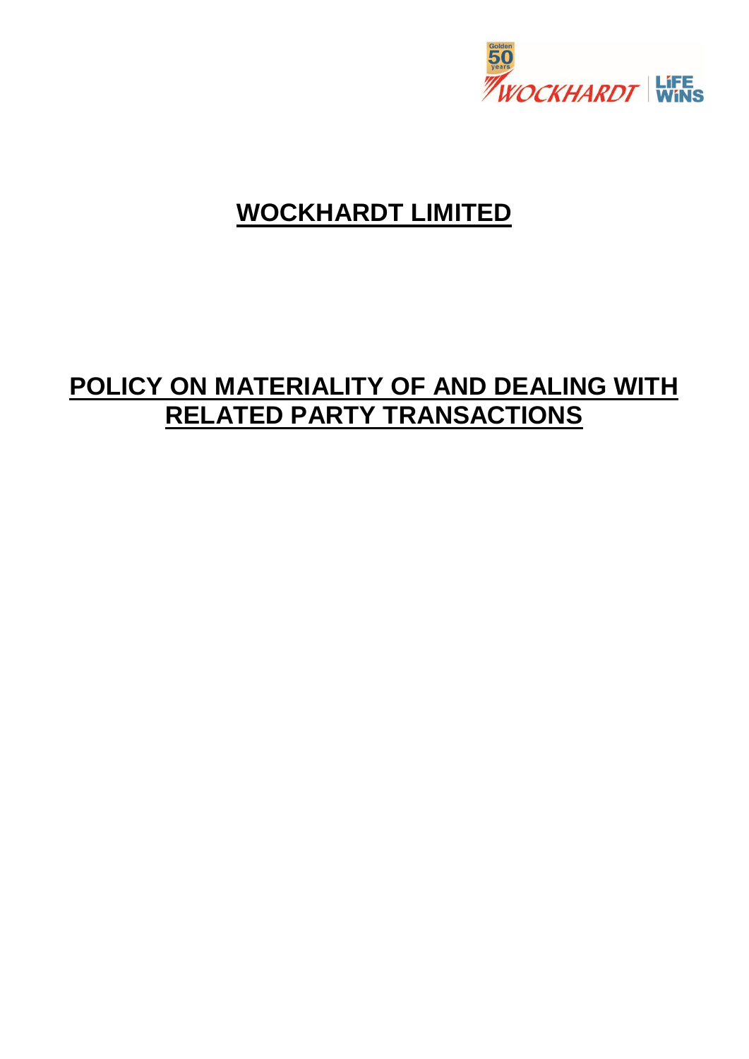# WOCKHARDT LIMITED

# POLICY ON MATERIALITY OF AND DEALING WITH RELATED PARTY TRANSACTIONS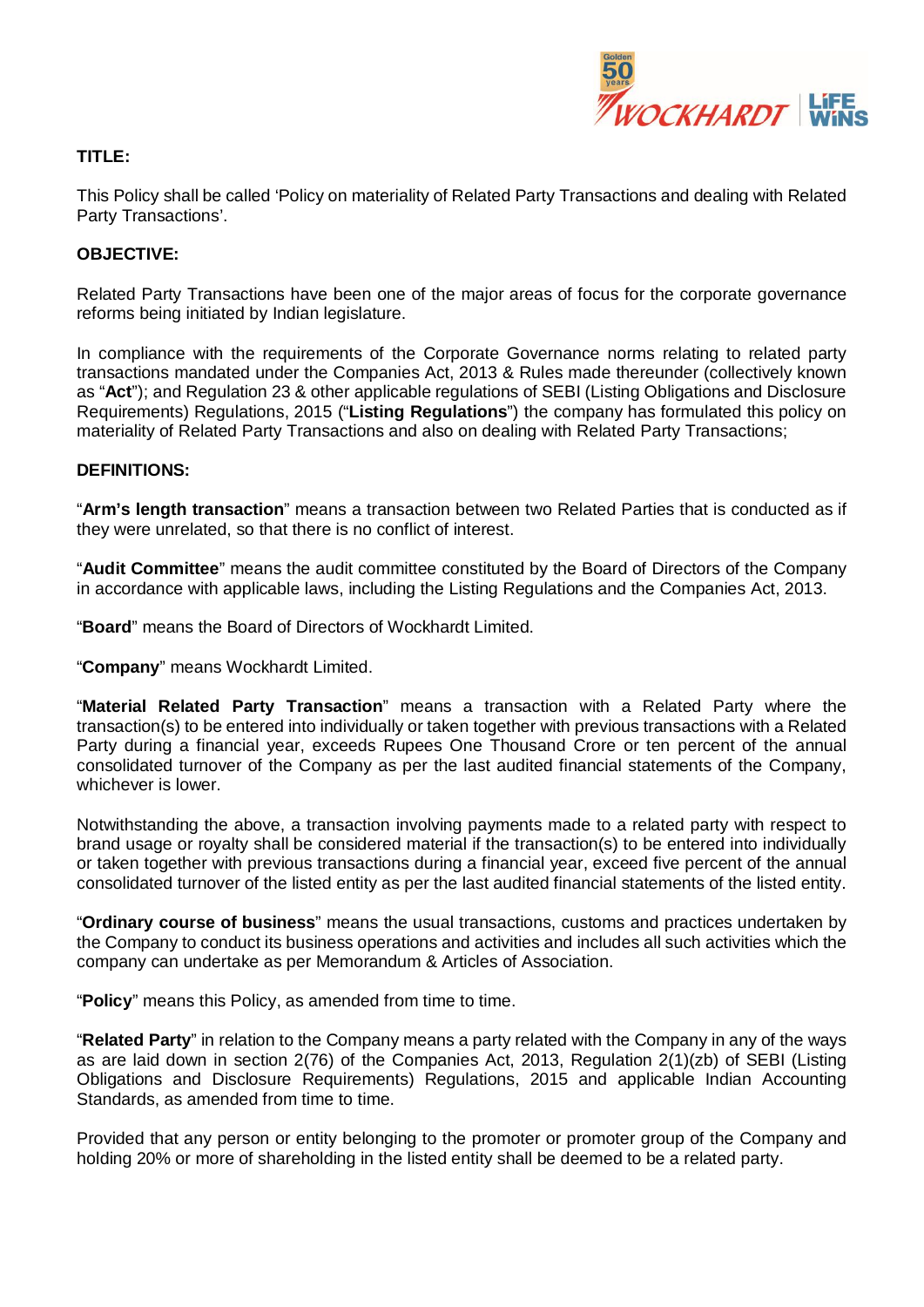**TITLE:**

This Policy shall be called 'Policy on materiality of Related Party Transactions and dealing with Related Party Transactions'.

**OBJECTIVE:**

Related Party Transactions have been one of the major areas of focus for the corporate governance reforms being initiated by Indian legislature.

In compliance with the requirements of the Corporate Governance norms relating to related party transactions mandated under the Companies Act, 2013 & Rules made thereunder (collectively known as "**Act**"); and Regulation 23 & other applicable regulations of SEBI (Listing Obligations and Disclosure Requirements) Regulations, 2015 ("**Listing Regulations**") the company has formulated this policy on materiality of Related Party Transactions and also on dealing with Related Party Transactions;

**DEFINITIONS:**

"**Arm's length transaction**" means a transaction between two Related Parties that is conducted as if they were unrelated, so that there is no conflict of interest.

"**Audit Committee**" means the audit committee constituted by the Board of Directors of the Company in accordance with applicable laws, including the Listing Regulations and the Companies Act, 2013.

"**Board**" means the Board of Directors of Wockhardt Limited.

"**Company**" means Wockhardt Limited.

"**Material Related Party Transaction**" means a transaction with a Related Party where the transaction(s) to be entered into individually or taken together with previous transactions with a Related Party during a financial year, exceeds Rupees One Thousand Crore or ten percent of the annual consolidated turnover of the Company as per the last audited financial statements of the Company, whichever is lower.

Notwithstanding the above, a transaction involving payments made to a related party with respect to brand usage or royalty shall be considered material if the transaction(s) to be entered into individually or taken together with previous transactions during a financial year, exceed five percent of the annual consolidated turnover of the listed entity as per the last audited financial statements of the listed entity.

"**Ordinary course of business**" means the usual transactions, customs and practices undertaken by the Company to conduct its business operations and activities and includes all such activities which the company can undertake as per Memorandum & Articles of Association.

"**Policy**" means this Policy, as amended from time to time.

"**Related Party**" in relation to the Company means a party related with the Company in any of the ways as are laid down in section 2(76) of the Companies Act, 2013, Regulation 2(1)(zb) of SEBI (Listing Obligations and Disclosure Requirements) Regulations, 2015 and applicable Indian Accounting Standards, as amended from time to time.

Provided that any person or entity belonging to the promoter or promoter group of the Company and holding 20% or more of shareholding in the listed entity shall be deemed to be a related party.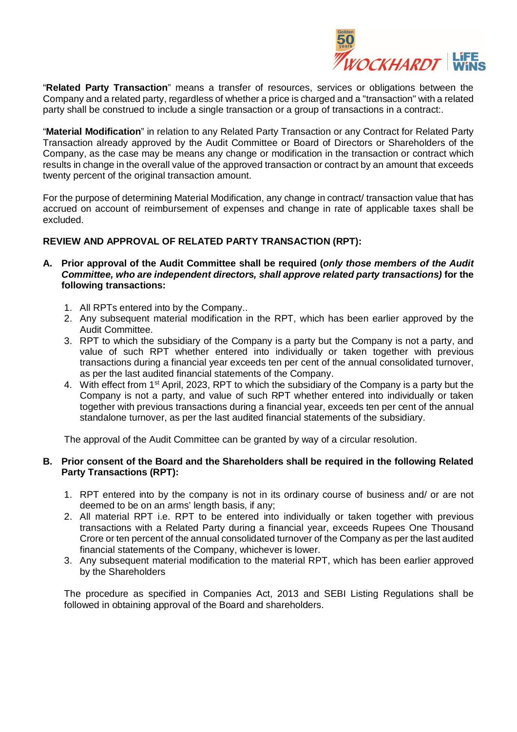"**Related Party Transaction**" means a transfer of resources, services or obligations between the Company and a related party, regardless of whether a price is charged and a "transaction" with a related party shall be construed to include a single transaction or a group of transactions in a contract:.

"**Material Modification**" in relation to any Related Party Transaction or any Contract for Related Party Transaction already approved by the Audit Committee or Board of Directors or Shareholders of the Company, as the case may be means any change or modification in the transaction or contract which results in change in the overall value of the approved transaction or contract by an amount that exceeds twenty percent of the original transaction amount.

For the purpose of determining Material Modification, any change in contract/ transaction value that has accrued on account of reimbursement of expenses and change in rate of applicable taxes shall be excluded.

**REVIEW AND APPROVAL OF RELATED PARTY TRANSACTION (RPT):**

**A. Prior approval of the Audit Committee shall be required (*only those members of the Audit Committee, who are independent directors, shall approve related party transactions)* for the following transactions:**

1. All RPTs entered into by the Company..
2. Any subsequent material modification in the RPT, which has been earlier approved by the Audit Committee.
3. RPT to which the subsidiary of the Company is a party but the Company is not a party, and value of such RPT whether entered into individually or taken together with previous transactions during a financial year exceeds ten per cent of the annual consolidated turnover, as per the last audited financial statements of the Company.
4. With effect from 1st April, 2023, RPT to which the subsidiary of the Company is a party but the Company is not a party, and value of such RPT whether entered into individually or taken together with previous transactions during a financial year, exceeds ten per cent of the annual standalone turnover, as per the last audited financial statements of the subsidiary.

The approval of the Audit Committee can be granted by way of a circular resolution.

**B. Prior consent of the Board and the Shareholders shall be required in the following Related Party Transactions (RPT):**

1. RPT entered into by the company is not in its ordinary course of business and/ or are not deemed to be on an arms' length basis, if any;
2. All material RPT i.e. RPT to be entered into individually or taken together with previous transactions with a Related Party during a financial year, exceeds Rupees One Thousand Crore or ten percent of the annual consolidated turnover of the Company as per the last audited financial statements of the Company, whichever is lower.
3. Any subsequent material modification to the material RPT, which has been earlier approved by the Shareholders

The procedure as specified in Companies Act, 2013 and SEBI Listing Regulations shall be followed in obtaining approval of the Board and shareholders.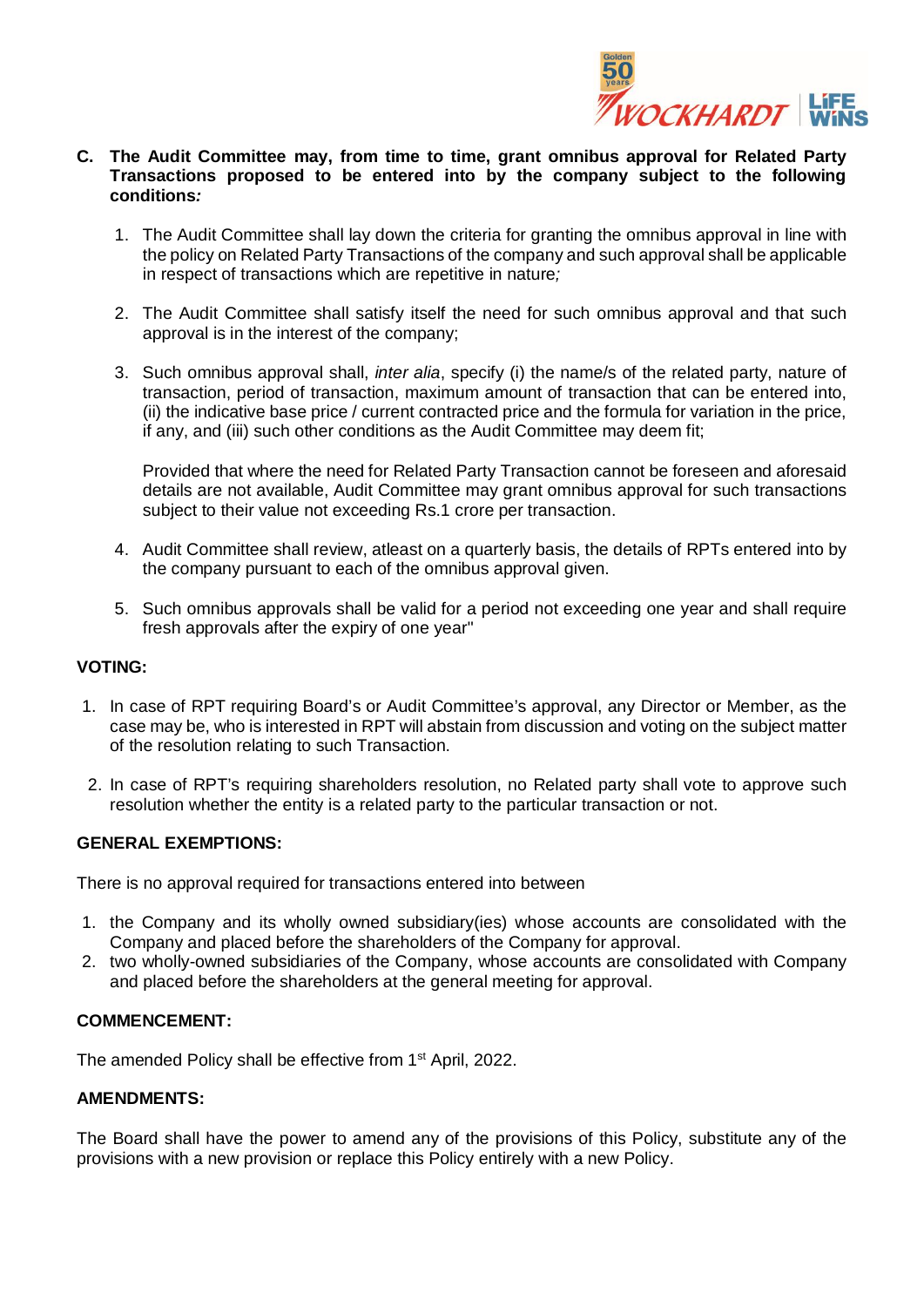**C. The Audit Committee may, from time to time, grant omnibus approval for Related Party Transactions proposed to be entered into by the company subject to the following conditions*:***

1. The Audit Committee shall lay down the criteria for granting the omnibus approval in line with the policy on Related Party Transactions of the company and such approval shall be applicable in respect of transactions which are repetitive in nature*;*

2. The Audit Committee shall satisfy itself the need for such omnibus approval and that such approval is in the interest of the company;

3. Such omnibus approval shall, *inter alia*, specify (i) the name/s of the related party, nature of transaction, period of transaction, maximum amount of transaction that can be entered into, (ii) the indicative base price / current contracted price and the formula for variation in the price, if any, and (iii) such other conditions as the Audit Committee may deem fit;

   Provided that where the need for Related Party Transaction cannot be foreseen and aforesaid details are not available, Audit Committee may grant omnibus approval for such transactions subject to their value not exceeding Rs.1 crore per transaction.

4. Audit Committee shall review, atleast on a quarterly basis, the details of RPTs entered into by the company pursuant to each of the omnibus approval given.

5. Such omnibus approvals shall be valid for a period not exceeding one year and shall require fresh approvals after the expiry of one year"

**VOTING:**

1. In case of RPT requiring Board's or Audit Committee's approval, any Director or Member, as the case may be, who is interested in RPT will abstain from discussion and voting on the subject matter of the resolution relating to such Transaction.

2. In case of RPT's requiring shareholders resolution, no Related party shall vote to approve such resolution whether the entity is a related party to the particular transaction or not.

**GENERAL EXEMPTIONS:**

There is no approval required for transactions entered into between

1. the Company and its wholly owned subsidiary(ies) whose accounts are consolidated with the Company and placed before the shareholders of the Company for approval.
2. two wholly-owned subsidiaries of the Company, whose accounts are consolidated with Company and placed before the shareholders at the general meeting for approval.

**COMMENCEMENT:**

The amended Policy shall be effective from 1st April, 2022.

**AMENDMENTS:**

The Board shall have the power to amend any of the provisions of this Policy, substitute any of the provisions with a new provision or replace this Policy entirely with a new Policy.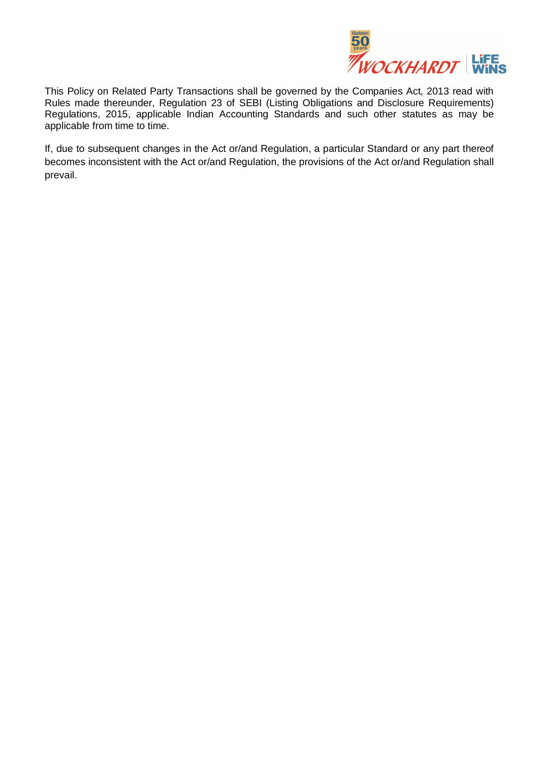This Policy on Related Party Transactions shall be governed by the Companies Act, 2013 read with Rules made thereunder, Regulation 23 of SEBI (Listing Obligations and Disclosure Requirements) Regulations, 2015, applicable Indian Accounting Standards and such other statutes as may be applicable from time to time.

If, due to subsequent changes in the Act or/and Regulation, a particular Standard or any part thereof becomes inconsistent with the Act or/and Regulation, the provisions of the Act or/and Regulation shall prevail.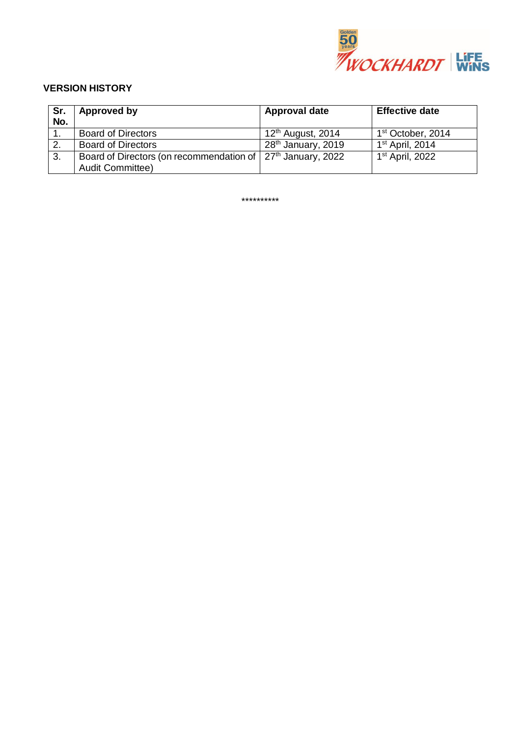**VERSION HISTORY**

| Sr. No. | Approved by | Approval date | Effective date |
|---|---|---|---|
| 1. | Board of Directors | 12th August, 2014 | 1st October, 2014 |
| 2. | Board of Directors | 28th January, 2019 | 1st April, 2014 |
| 3. | Board of Directors (on recommendation of Audit Committee) | 27th January, 2022 | 1st April, 2022 |

**********